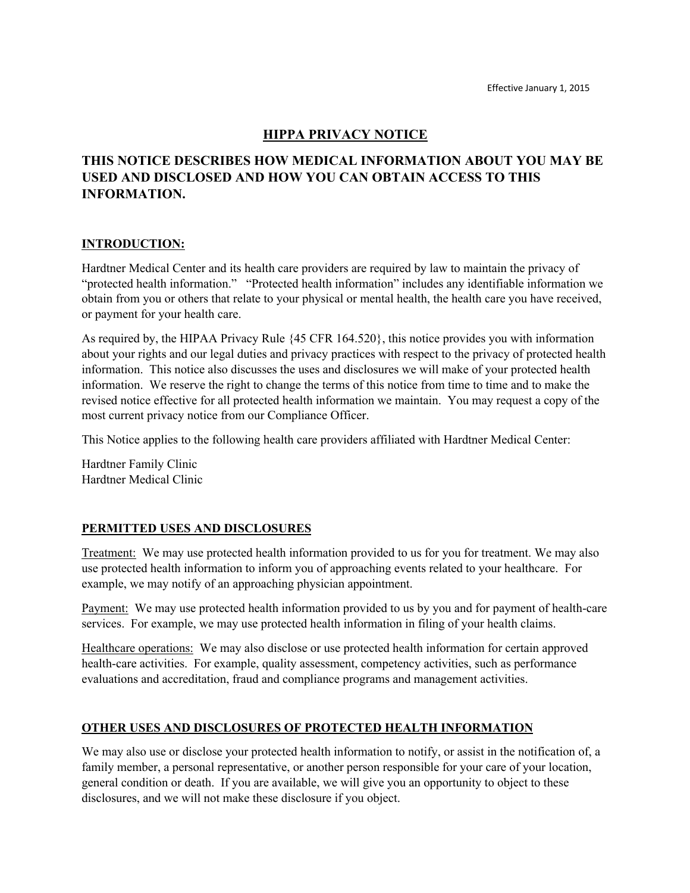Effective January 1, 2015

# HIPPA PRIVACY NOTICE

## THIS NOTICE DESCRIBES HOW MEDICAL INFORMATION ABOUT YOU MAY BE USED AND DISCLOSED AND HOW YOU CAN OBTAIN ACCESS TO THIS INFORMATION.

### INTRODUCTION:

Hardtner Medical Center and its health care providers are required by law to maintain the privacy of "protected health information." "Protected health information" includes any identifiable information we obtain from you or others that relate to your physical or mental health, the health care you have received, or payment for your health care.

As required by, the HIPAA Privacy Rule {45 CFR 164.520}, this notice provides you with information about your rights and our legal duties and privacy practices with respect to the privacy of protected health information. This notice also discusses the uses and disclosures we will make of your protected health information. We reserve the right to change the terms of this notice from time to time and to make the revised notice effective for all protected health information we maintain. You may request a copy of the most current privacy notice from our Compliance Officer.

This Notice applies to the following health care providers affiliated with Hardtner Medical Center:

Hardtner Family Clinic
Hardtner Medical Clinic

### PERMITTED USES AND DISCLOSURES

Treatment: We may use protected health information provided to us for you for treatment. We may also use protected health information to inform you of approaching events related to your healthcare. For example, we may notify of an approaching physician appointment.

Payment: We may use protected health information provided to us by you and for payment of health-care services. For example, we may use protected health information in filing of your health claims.

Healthcare operations: We may also disclose or use protected health information for certain approved health-care activities. For example, quality assessment, competency activities, such as performance evaluations and accreditation, fraud and compliance programs and management activities.

### OTHER USES AND DISCLOSURES OF PROTECTED HEALTH INFORMATION

We may also use or disclose your protected health information to notify, or assist in the notification of, a family member, a personal representative, or another person responsible for your care of your location, general condition or death. If you are available, we will give you an opportunity to object to these disclosures, and we will not make these disclosure if you object.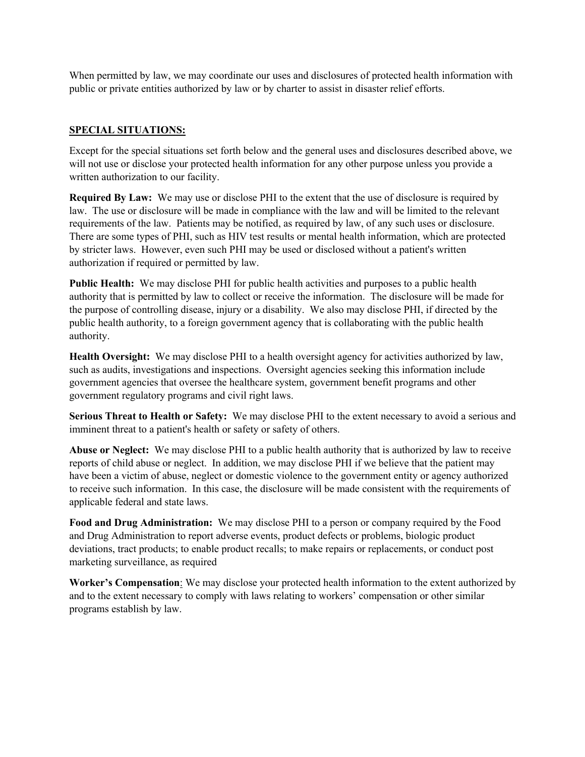When permitted by law, we may coordinate our uses and disclosures of protected health information with public or private entities authorized by law or by charter to assist in disaster relief efforts.

## SPECIAL SITUATIONS:

Except for the special situations set forth below and the general uses and disclosures described above, we will not use or disclose your protected health information for any other purpose unless you provide a written authorization to our facility.

**Required By Law:** We may use or disclose PHI to the extent that the use of disclosure is required by law. The use or disclosure will be made in compliance with the law and will be limited to the relevant requirements of the law. Patients may be notified, as required by law, of any such uses or disclosure. There are some types of PHI, such as HIV test results or mental health information, which are protected by stricter laws. However, even such PHI may be used or disclosed without a patient's written authorization if required or permitted by law.

**Public Health:** We may disclose PHI for public health activities and purposes to a public health authority that is permitted by law to collect or receive the information. The disclosure will be made for the purpose of controlling disease, injury or a disability. We also may disclose PHI, if directed by the public health authority, to a foreign government agency that is collaborating with the public health authority.

**Health Oversight:** We may disclose PHI to a health oversight agency for activities authorized by law, such as audits, investigations and inspections. Oversight agencies seeking this information include government agencies that oversee the healthcare system, government benefit programs and other government regulatory programs and civil right laws.

**Serious Threat to Health or Safety:** We may disclose PHI to the extent necessary to avoid a serious and imminent threat to a patient's health or safety or safety of others.

**Abuse or Neglect:** We may disclose PHI to a public health authority that is authorized by law to receive reports of child abuse or neglect. In addition, we may disclose PHI if we believe that the patient may have been a victim of abuse, neglect or domestic violence to the government entity or agency authorized to receive such information. In this case, the disclosure will be made consistent with the requirements of applicable federal and state laws.

**Food and Drug Administration:** We may disclose PHI to a person or company required by the Food and Drug Administration to report adverse events, product defects or problems, biologic product deviations, tract products; to enable product recalls; to make repairs or replacements, or conduct post marketing surveillance, as required

**Worker's Compensation**: We may disclose your protected health information to the extent authorized by and to the extent necessary to comply with laws relating to workers' compensation or other similar programs establish by law.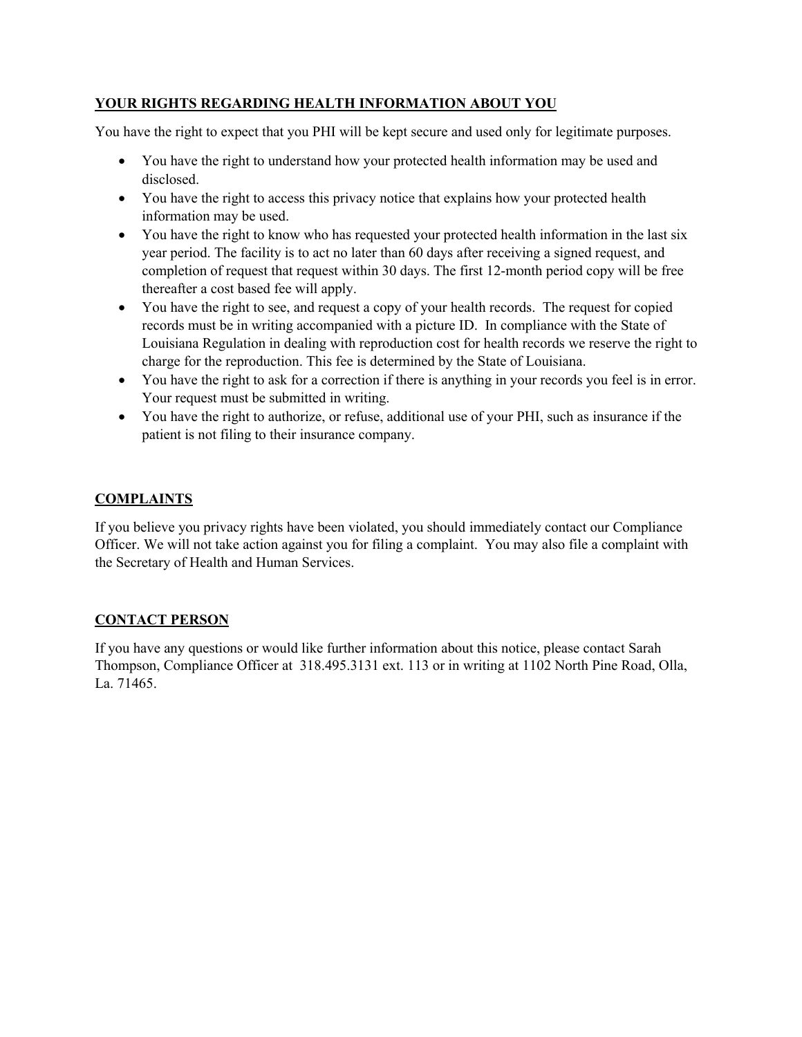## YOUR RIGHTS REGARDING HEALTH INFORMATION ABOUT YOU

You have the right to expect that you PHI will be kept secure and used only for legitimate purposes.

- You have the right to understand how your protected health information may be used and disclosed.
- You have the right to access this privacy notice that explains how your protected health information may be used.
- You have the right to know who has requested your protected health information in the last six year period. The facility is to act no later than 60 days after receiving a signed request, and completion of request that request within 30 days. The first 12-month period copy will be free thereafter a cost based fee will apply.
- You have the right to see, and request a copy of your health records. The request for copied records must be in writing accompanied with a picture ID. In compliance with the State of Louisiana Regulation in dealing with reproduction cost for health records we reserve the right to charge for the reproduction. This fee is determined by the State of Louisiana.
- You have the right to ask for a correction if there is anything in your records you feel is in error. Your request must be submitted in writing.
- You have the right to authorize, or refuse, additional use of your PHI, such as insurance if the patient is not filing to their insurance company.

## COMPLAINTS

If you believe you privacy rights have been violated, you should immediately contact our Compliance Officer. We will not take action against you for filing a complaint. You may also file a complaint with the Secretary of Health and Human Services.

## CONTACT PERSON

If you have any questions or would like further information about this notice, please contact Sarah Thompson, Compliance Officer at 318.495.3131 ext. 113 or in writing at 1102 North Pine Road, Olla, La. 71465.